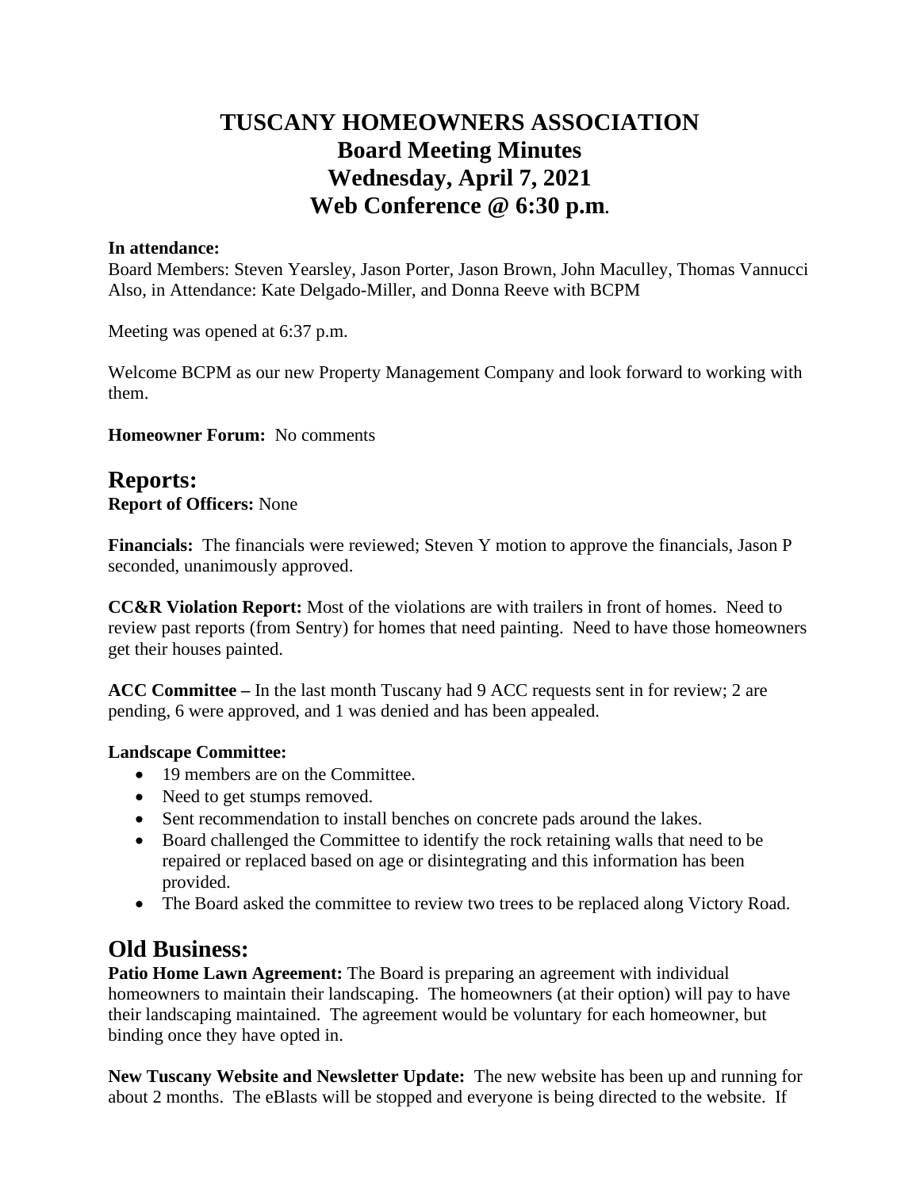# TUSCANY HOMEOWNERS ASSOCIATION
# Board Meeting Minutes
# Wednesday, April 7, 2021
# Web Conference @ 6:30 p.m.

**In attendance:**
Board Members: Steven Yearsley, Jason Porter, Jason Brown, John Maculley, Thomas Vannucci
Also, in Attendance: Kate Delgado-Miller, and Donna Reeve with BCPM

Meeting was opened at 6:37 p.m.

Welcome BCPM as our new Property Management Company and look forward to working with them.

**Homeowner Forum:** No comments

## Reports:

**Report of Officers:** None

**Financials:** The financials were reviewed; Steven Y motion to approve the financials, Jason P seconded, unanimously approved.

**CC&R Violation Report:** Most of the violations are with trailers in front of homes. Need to review past reports (from Sentry) for homes that need painting. Need to have those homeowners get their houses painted.

**ACC Committee –** In the last month Tuscany had 9 ACC requests sent in for review; 2 are pending, 6 were approved, and 1 was denied and has been appealed.

**Landscape Committee:**

- 19 members are on the Committee.
- Need to get stumps removed.
- Sent recommendation to install benches on concrete pads around the lakes.
- Board challenged the Committee to identify the rock retaining walls that need to be repaired or replaced based on age or disintegrating and this information has been provided.
- The Board asked the committee to review two trees to be replaced along Victory Road.

## Old Business:

**Patio Home Lawn Agreement:** The Board is preparing an agreement with individual homeowners to maintain their landscaping. The homeowners (at their option) will pay to have their landscaping maintained. The agreement would be voluntary for each homeowner, but binding once they have opted in.

**New Tuscany Website and Newsletter Update:** The new website has been up and running for about 2 months. The eBlasts will be stopped and everyone is being directed to the website. If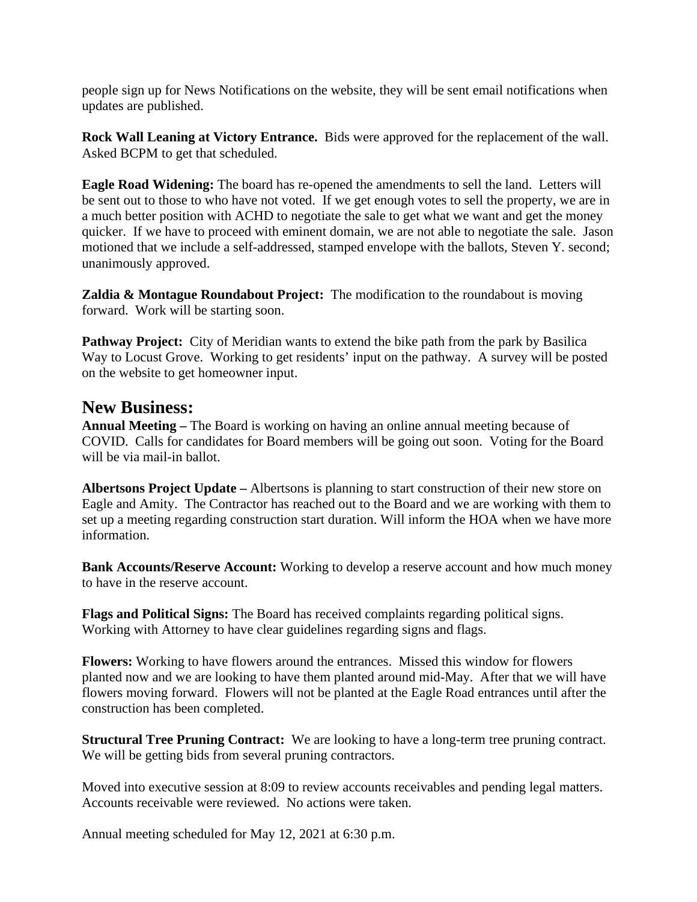people sign up for News Notifications on the website, they will be sent email notifications when updates are published.

**Rock Wall Leaning at Victory Entrance.** Bids were approved for the replacement of the wall. Asked BCPM to get that scheduled.

**Eagle Road Widening:** The board has re-opened the amendments to sell the land. Letters will be sent out to those to who have not voted. If we get enough votes to sell the property, we are in a much better position with ACHD to negotiate the sale to get what we want and get the money quicker. If we have to proceed with eminent domain, we are not able to negotiate the sale. Jason motioned that we include a self-addressed, stamped envelope with the ballots, Steven Y. second; unanimously approved.

**Zaldia & Montague Roundabout Project:** The modification to the roundabout is moving forward. Work will be starting soon.

**Pathway Project:** City of Meridian wants to extend the bike path from the park by Basilica Way to Locust Grove. Working to get residents' input on the pathway. A survey will be posted on the website to get homeowner input.

## New Business:

**Annual Meeting –** The Board is working on having an online annual meeting because of COVID. Calls for candidates for Board members will be going out soon. Voting for the Board will be via mail-in ballot.

**Albertsons Project Update –** Albertsons is planning to start construction of their new store on Eagle and Amity. The Contractor has reached out to the Board and we are working with them to set up a meeting regarding construction start duration. Will inform the HOA when we have more information.

**Bank Accounts/Reserve Account:** Working to develop a reserve account and how much money to have in the reserve account.

**Flags and Political Signs:** The Board has received complaints regarding political signs. Working with Attorney to have clear guidelines regarding signs and flags.

**Flowers:** Working to have flowers around the entrances. Missed this window for flowers planted now and we are looking to have them planted around mid-May. After that we will have flowers moving forward. Flowers will not be planted at the Eagle Road entrances until after the construction has been completed.

**Structural Tree Pruning Contract:** We are looking to have a long-term tree pruning contract. We will be getting bids from several pruning contractors.

Moved into executive session at 8:09 to review accounts receivables and pending legal matters. Accounts receivable were reviewed. No actions were taken.

Annual meeting scheduled for May 12, 2021 at 6:30 p.m.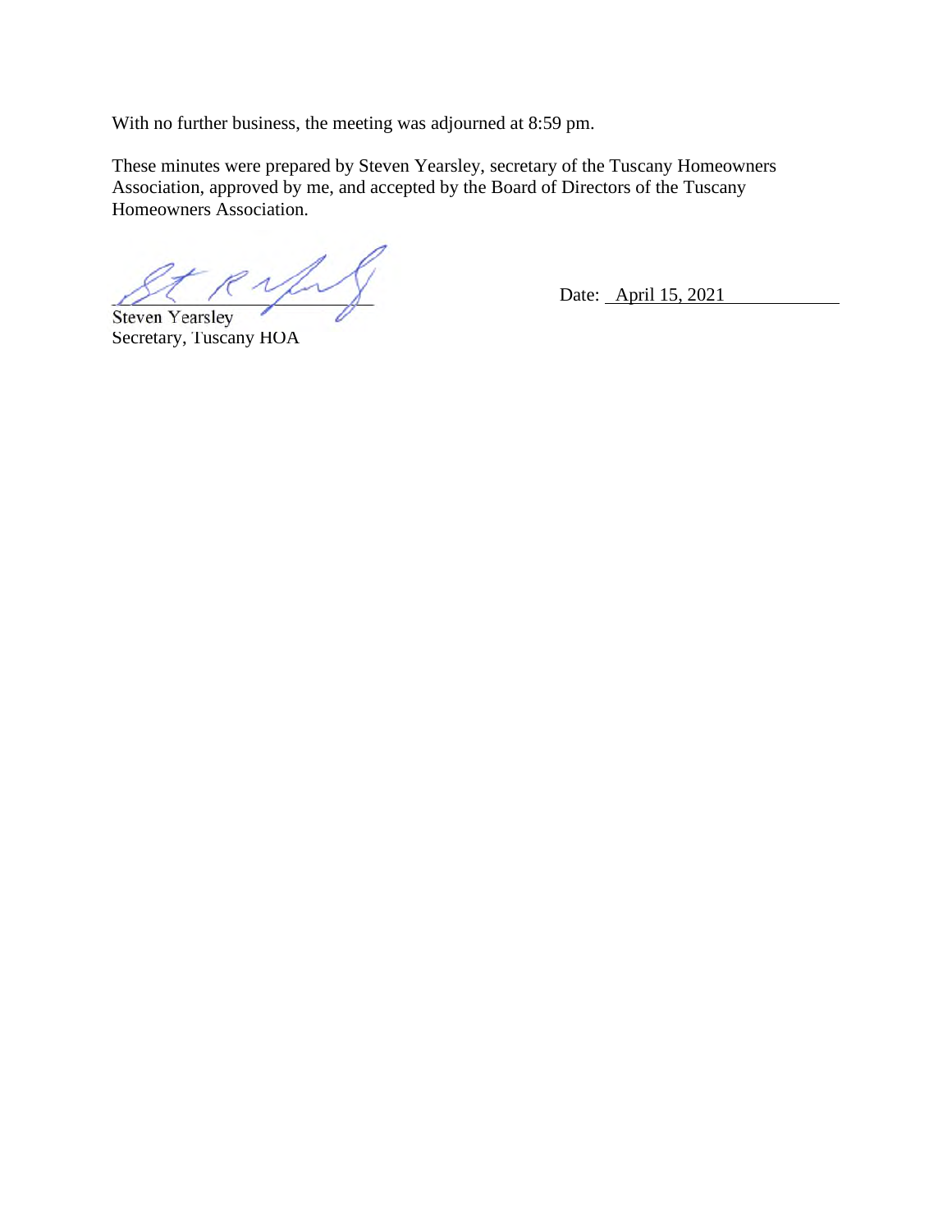With no further business, the meeting was adjourned at 8:59 pm.

These minutes were prepared by Steven Yearsley, secretary of the Tuscany Homeowners Association, approved by me, and accepted by the Board of Directors of the Tuscany Homeowners Association.

Steven Yearsley
Secretary, Tuscany HOA

Date: April 15, 2021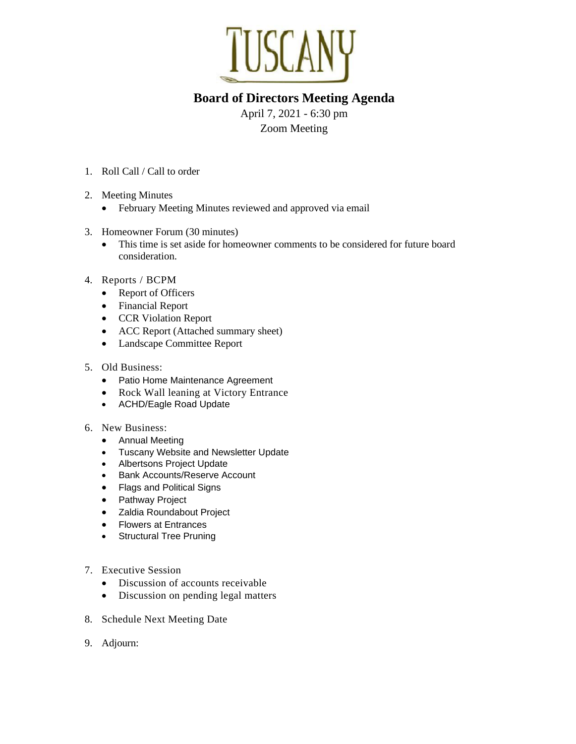# TUSCANY

## Board of Directors Meeting Agenda

April 7, 2021 - 6:30 pm
Zoom Meeting

1. Roll Call / Call to order
2. Meeting Minutes
   - February Meeting Minutes reviewed and approved via email
3. Homeowner Forum (30 minutes)
   - This time is set aside for homeowner comments to be considered for future board consideration.
4. Reports / BCPM
   - Report of Officers
   - Financial Report
   - CCR Violation Report
   - ACC Report (Attached summary sheet)
   - Landscape Committee Report
5. Old Business:
   - Patio Home Maintenance Agreement
   - Rock Wall leaning at Victory Entrance
   - ACHD/Eagle Road Update
6. New Business:
   - Annual Meeting
   - Tuscany Website and Newsletter Update
   - Albertsons Project Update
   - Bank Accounts/Reserve Account
   - Flags and Political Signs
   - Pathway Project
   - Zaldia Roundabout Project
   - Flowers at Entrances
   - Structural Tree Pruning
7. Executive Session
   - Discussion of accounts receivable
   - Discussion on pending legal matters
8. Schedule Next Meeting Date
9. Adjourn: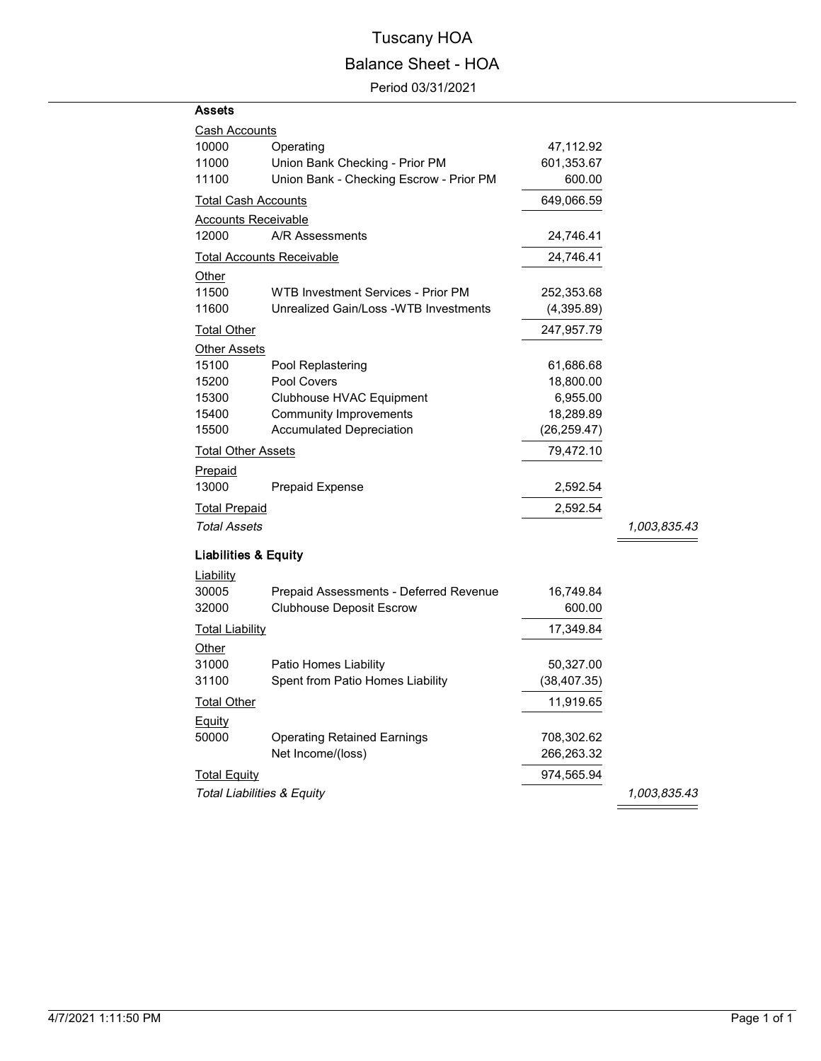# Tuscany HOA

## Balance Sheet - HOA

Period 03/31/2021

| Account | Description | Amount | Total |
|---|---|---|---|
| **Assets** | | | |
| Cash Accounts | | | |
| 10000 | Operating | 47,112.92 | |
| 11000 | Union Bank Checking - Prior PM | 601,353.67 | |
| 11100 | Union Bank - Checking Escrow - Prior PM | 600.00 | |
| Total Cash Accounts | | 649,066.59 | |
| Accounts Receivable | | | |
| 12000 | A/R Assessments | 24,746.41 | |
| Total Accounts Receivable | | 24,746.41 | |
| Other | | | |
| 11500 | WTB Investment Services - Prior PM | 252,353.68 | |
| 11600 | Unrealized Gain/Loss -WTB Investments | (4,395.89) | |
| Total Other | | 247,957.79 | |
| Other Assets | | | |
| 15100 | Pool Replastering | 61,686.68 | |
| 15200 | Pool Covers | 18,800.00 | |
| 15300 | Clubhouse HVAC Equipment | 6,955.00 | |
| 15400 | Community Improvements | 18,289.89 | |
| 15500 | Accumulated Depreciation | (26,259.47) | |
| Total Other Assets | | 79,472.10 | |
| Prepaid | | | |
| 13000 | Prepaid Expense | 2,592.54 | |
| Total Prepaid | | 2,592.54 | |
| *Total Assets* | | | *1,003,835.43* |
| **Liabilities & Equity** | | | |
| Liability | | | |
| 30005 | Prepaid Assessments - Deferred Revenue | 16,749.84 | |
| 32000 | Clubhouse Deposit Escrow | 600.00 | |
| Total Liability | | 17,349.84 | |
| Other | | | |
| 31000 | Patio Homes Liability | 50,327.00 | |
| 31100 | Spent from Patio Homes Liability | (38,407.35) | |
| Total Other | | 11,919.65 | |
| Equity | | | |
| 50000 | Operating Retained Earnings | 708,302.62 | |
| | Net Income/(loss) | 266,263.32 | |
| Total Equity | | 974,565.94 | |
| *Total Liabilities & Equity* | | | *1,003,835.43* |

4/7/2021 1:11:50 PM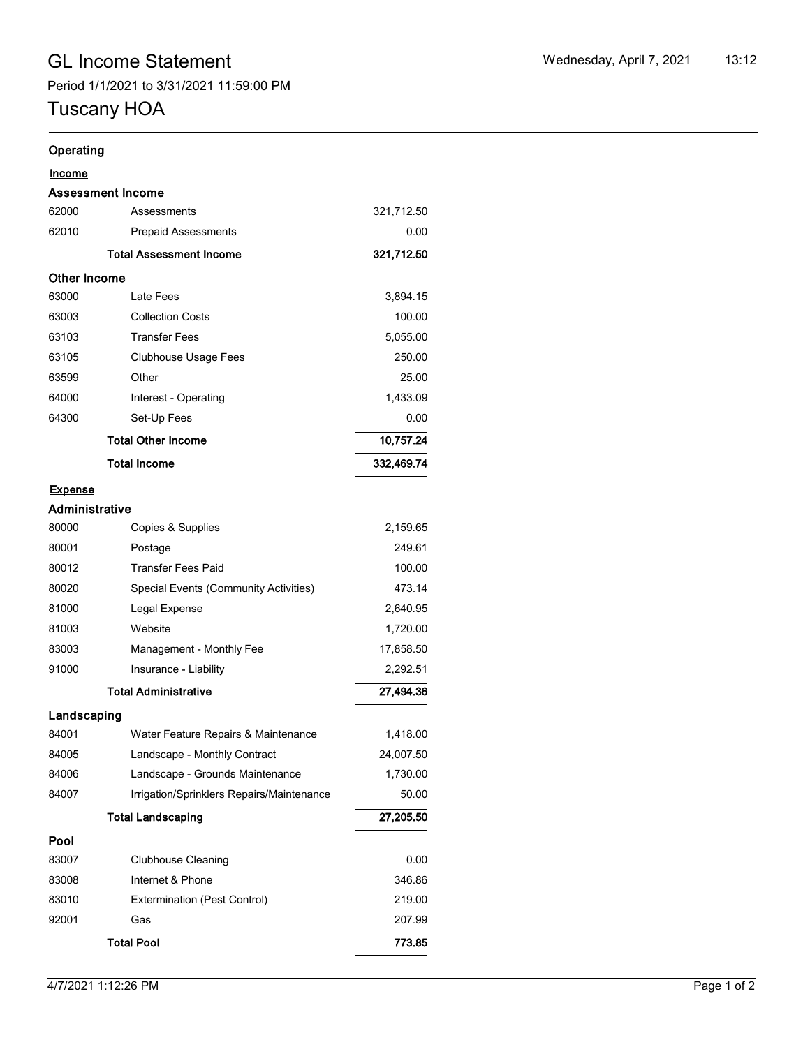# GL Income Statement

Wednesday, April 7, 2021 13:12

Period 1/1/2021 to 3/31/2021 11:59:00 PM

# Tuscany HOA

## Operating

### Income

#### Assessment Income

| Account | Description | Amount |
|---|---|---|
| 62000 | Assessments | 321,712.50 |
| 62010 | Prepaid Assessments | 0.00 |
| | **Total Assessment Income** | **321,712.50** |

#### Other Income

| Account | Description | Amount |
|---|---|---|
| 63000 | Late Fees | 3,894.15 |
| 63003 | Collection Costs | 100.00 |
| 63103 | Transfer Fees | 5,055.00 |
| 63105 | Clubhouse Usage Fees | 250.00 |
| 63599 | Other | 25.00 |
| 64000 | Interest - Operating | 1,433.09 |
| 64300 | Set-Up Fees | 0.00 |
| | **Total Other Income** | **10,757.24** |
| | **Total Income** | **332,469.74** |

### Expense

#### Administrative

| Account | Description | Amount |
|---|---|---|
| 80000 | Copies & Supplies | 2,159.65 |
| 80001 | Postage | 249.61 |
| 80012 | Transfer Fees Paid | 100.00 |
| 80020 | Special Events (Community Activities) | 473.14 |
| 81000 | Legal Expense | 2,640.95 |
| 81003 | Website | 1,720.00 |
| 83003 | Management - Monthly Fee | 17,858.50 |
| 91000 | Insurance - Liability | 2,292.51 |
| | **Total Administrative** | **27,494.36** |

#### Landscaping

| Account | Description | Amount |
|---|---|---|
| 84001 | Water Feature Repairs & Maintenance | 1,418.00 |
| 84005 | Landscape - Monthly Contract | 24,007.50 |
| 84006 | Landscape - Grounds Maintenance | 1,730.00 |
| 84007 | Irrigation/Sprinklers Repairs/Maintenance | 50.00 |
| | **Total Landscaping** | **27,205.50** |

#### Pool

| Account | Description | Amount |
|---|---|---|
| 83007 | Clubhouse Cleaning | 0.00 |
| 83008 | Internet & Phone | 346.86 |
| 83010 | Extermination (Pest Control) | 219.00 |
| 92001 | Gas | 207.99 |
| | **Total Pool** | **773.85** |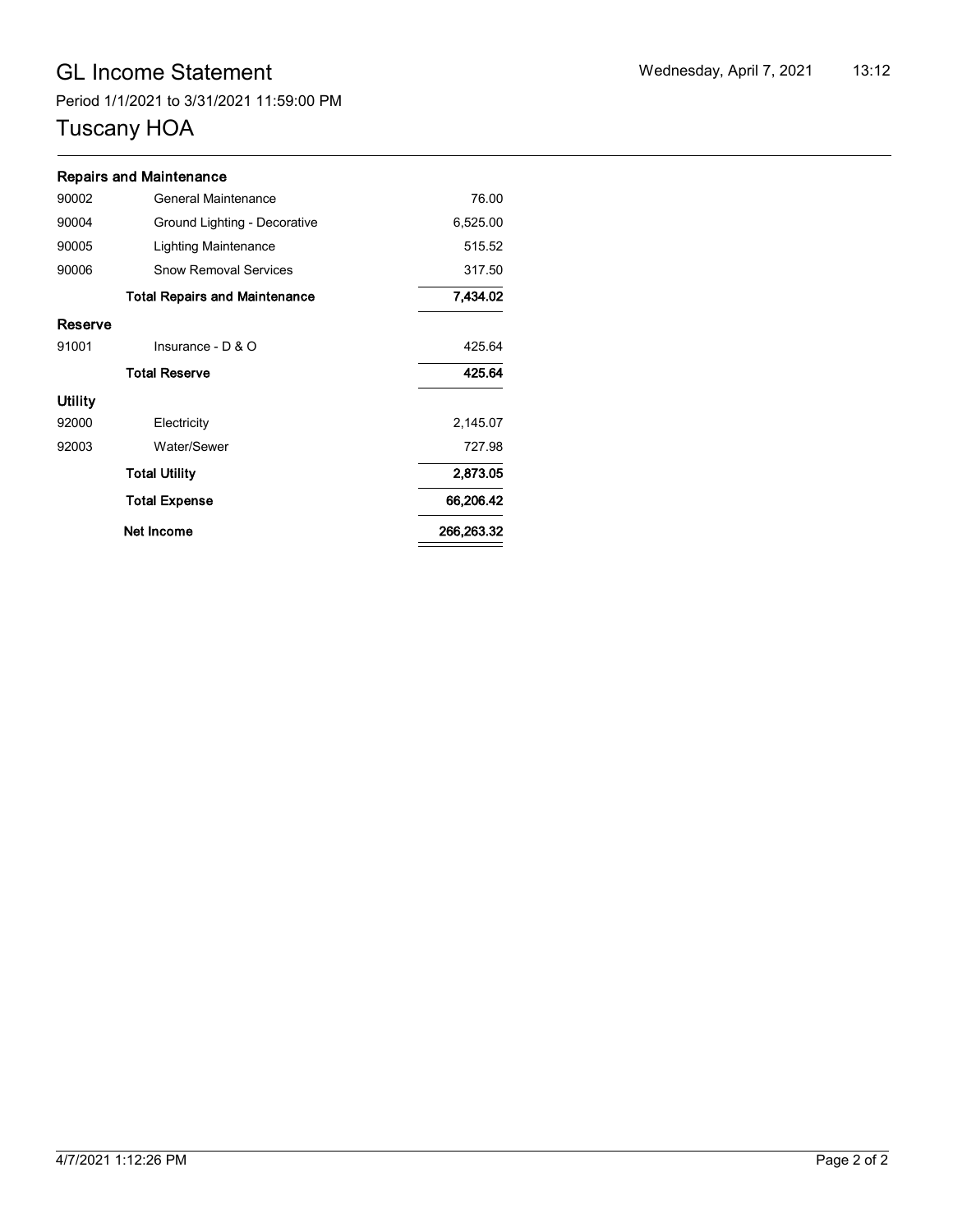# GL Income Statement

Period 1/1/2021 to 3/31/2021 11:59:00 PM

## Tuscany HOA

Wednesday, April 7, 2021 13:12

| Account | Description | Amount |
|---|---|---|
| **Repairs and Maintenance** | | |
| 90002 | General Maintenance | 76.00 |
| 90004 | Ground Lighting - Decorative | 6,525.00 |
| 90005 | Lighting Maintenance | 515.52 |
| 90006 | Snow Removal Services | 317.50 |
| | **Total Repairs and Maintenance** | **7,434.02** |
| **Reserve** | | |
| 91001 | Insurance - D & O | 425.64 |
| | **Total Reserve** | **425.64** |
| **Utility** | | |
| 92000 | Electricity | 2,145.07 |
| 92003 | Water/Sewer | 727.98 |
| | **Total Utility** | **2,873.05** |
| | **Total Expense** | **66,206.42** |
| | **Net Income** | **266,263.32** |

4/7/2021 1:12:26 PM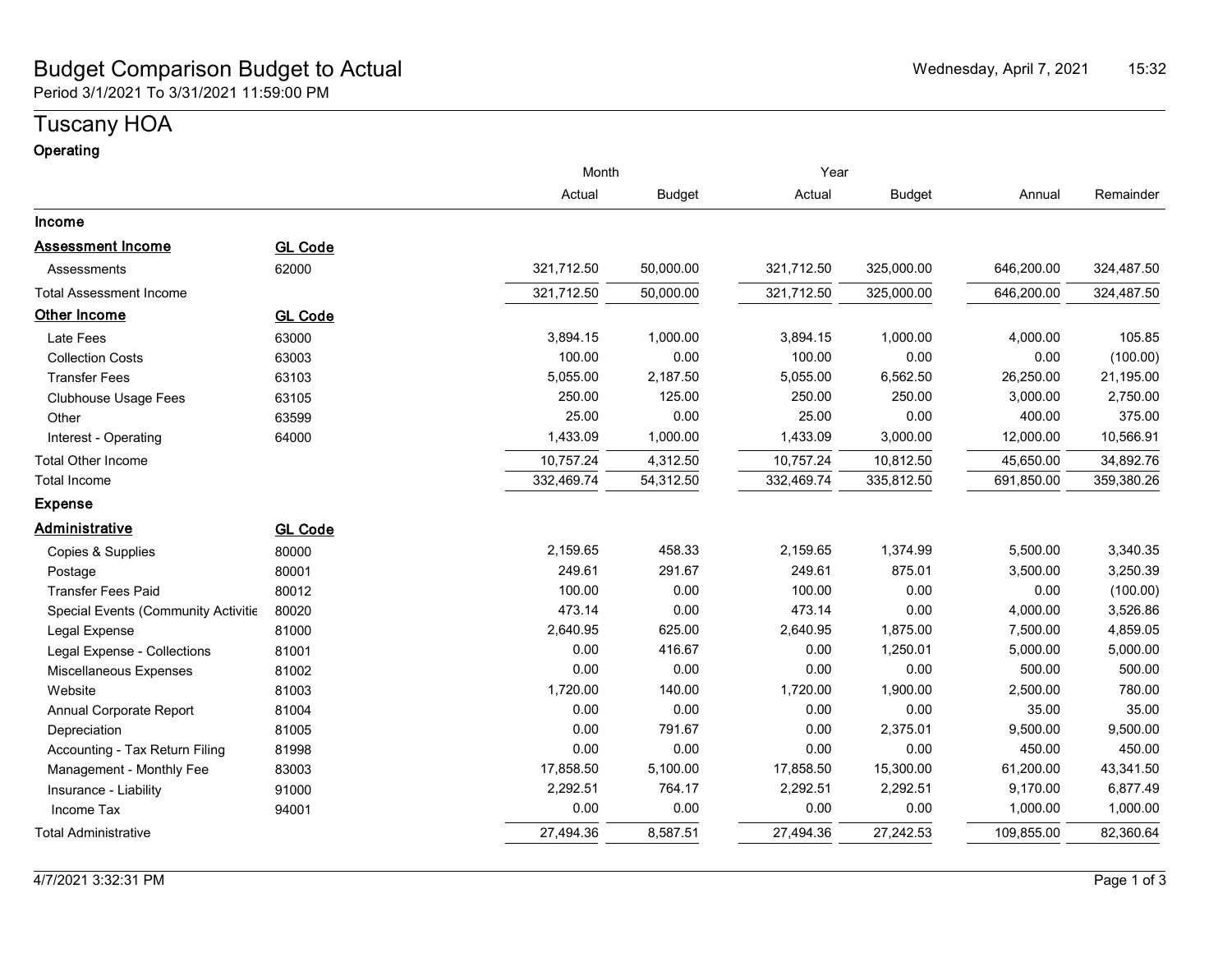# Budget Comparison Budget to Actual

Period 3/1/2021 To 3/31/2021 11:59:00 PM

Wednesday, April 7, 2021 15:32

## Tuscany HOA

### Operating

| | | Month | | Year | | | |
|---|---|---|---|---|---|---|---|
| | | Actual | Budget | Actual | Budget | Annual | Remainder |
| **Income** | | | | | | | |
| **Assessment Income** | **GL Code** | | | | | | |
| Assessments | 62000 | 321,712.50 | 50,000.00 | 321,712.50 | 325,000.00 | 646,200.00 | 324,487.50 |
| Total Assessment Income | | 321,712.50 | 50,000.00 | 321,712.50 | 325,000.00 | 646,200.00 | 324,487.50 |
| **Other Income** | **GL Code** | | | | | | |
| Late Fees | 63000 | 3,894.15 | 1,000.00 | 3,894.15 | 1,000.00 | 4,000.00 | 105.85 |
| Collection Costs | 63003 | 100.00 | 0.00 | 100.00 | 0.00 | 0.00 | (100.00) |
| Transfer Fees | 63103 | 5,055.00 | 2,187.50 | 5,055.00 | 6,562.50 | 26,250.00 | 21,195.00 |
| Clubhouse Usage Fees | 63105 | 250.00 | 125.00 | 250.00 | 250.00 | 3,000.00 | 2,750.00 |
| Other | 63599 | 25.00 | 0.00 | 25.00 | 0.00 | 400.00 | 375.00 |
| Interest - Operating | 64000 | 1,433.09 | 1,000.00 | 1,433.09 | 3,000.00 | 12,000.00 | 10,566.91 |
| Total Other Income | | 10,757.24 | 4,312.50 | 10,757.24 | 10,812.50 | 45,650.00 | 34,892.76 |
| Total Income | | 332,469.74 | 54,312.50 | 332,469.74 | 335,812.50 | 691,850.00 | 359,380.26 |
| **Expense** | | | | | | | |
| **Administrative** | **GL Code** | | | | | | |
| Copies & Supplies | 80000 | 2,159.65 | 458.33 | 2,159.65 | 1,374.99 | 5,500.00 | 3,340.35 |
| Postage | 80001 | 249.61 | 291.67 | 249.61 | 875.01 | 3,500.00 | 3,250.39 |
| Transfer Fees Paid | 80012 | 100.00 | 0.00 | 100.00 | 0.00 | 0.00 | (100.00) |
| Special Events (Community Activitie | 80020 | 473.14 | 0.00 | 473.14 | 0.00 | 4,000.00 | 3,526.86 |
| Legal Expense | 81000 | 2,640.95 | 625.00 | 2,640.95 | 1,875.00 | 7,500.00 | 4,859.05 |
| Legal Expense - Collections | 81001 | 0.00 | 416.67 | 0.00 | 1,250.01 | 5,000.00 | 5,000.00 |
| Miscellaneous Expenses | 81002 | 0.00 | 0.00 | 0.00 | 0.00 | 500.00 | 500.00 |
| Website | 81003 | 1,720.00 | 140.00 | 1,720.00 | 1,900.00 | 2,500.00 | 780.00 |
| Annual Corporate Report | 81004 | 0.00 | 0.00 | 0.00 | 0.00 | 35.00 | 35.00 |
| Depreciation | 81005 | 0.00 | 791.67 | 0.00 | 2,375.01 | 9,500.00 | 9,500.00 |
| Accounting - Tax Return Filing | 81998 | 0.00 | 0.00 | 0.00 | 0.00 | 450.00 | 450.00 |
| Management - Monthly Fee | 83003 | 17,858.50 | 5,100.00 | 17,858.50 | 15,300.00 | 61,200.00 | 43,341.50 |
| Insurance - Liability | 91000 | 2,292.51 | 764.17 | 2,292.51 | 2,292.51 | 9,170.00 | 6,877.49 |
| Income Tax | 94001 | 0.00 | 0.00 | 0.00 | 0.00 | 1,000.00 | 1,000.00 |
| Total Administrative | | 27,494.36 | 8,587.51 | 27,494.36 | 27,242.53 | 109,855.00 | 82,360.64 |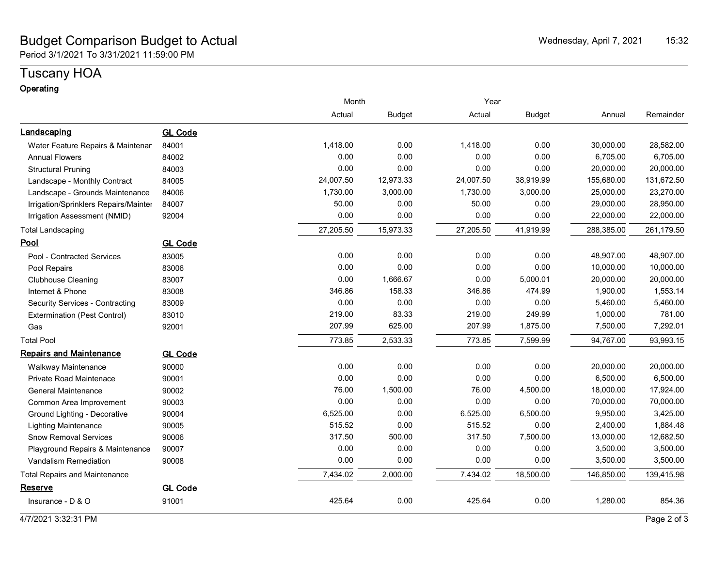# Budget Comparison Budget to Actual

Period 3/1/2021 To 3/31/2021 11:59:00 PM

Wednesday, April 7, 2021 15:32

## Tuscany HOA

**Operating**

| | | Month | | Year | | | |
|---|---|---|---|---|---|---|---|
| | | Actual | Budget | Actual | Budget | Annual | Remainder |
| **Landscaping** | **GL Code** | | | | | | |
| Water Feature Repairs & Maintenar | 84001 | 1,418.00 | 0.00 | 1,418.00 | 0.00 | 30,000.00 | 28,582.00 |
| Annual Flowers | 84002 | 0.00 | 0.00 | 0.00 | 0.00 | 6,705.00 | 6,705.00 |
| Structural Pruning | 84003 | 0.00 | 0.00 | 0.00 | 0.00 | 20,000.00 | 20,000.00 |
| Landscape - Monthly Contract | 84005 | 24,007.50 | 12,973.33 | 24,007.50 | 38,919.99 | 155,680.00 | 131,672.50 |
| Landscape - Grounds Maintenance | 84006 | 1,730.00 | 3,000.00 | 1,730.00 | 3,000.00 | 25,000.00 | 23,270.00 |
| Irrigation/Sprinklers Repairs/Mainter | 84007 | 50.00 | 0.00 | 50.00 | 0.00 | 29,000.00 | 28,950.00 |
| Irrigation Assessment (NMID) | 92004 | 0.00 | 0.00 | 0.00 | 0.00 | 22,000.00 | 22,000.00 |
| Total Landscaping | | 27,205.50 | 15,973.33 | 27,205.50 | 41,919.99 | 288,385.00 | 261,179.50 |
| **Pool** | **GL Code** | | | | | | |
| Pool - Contracted Services | 83005 | 0.00 | 0.00 | 0.00 | 0.00 | 48,907.00 | 48,907.00 |
| Pool Repairs | 83006 | 0.00 | 0.00 | 0.00 | 0.00 | 10,000.00 | 10,000.00 |
| Clubhouse Cleaning | 83007 | 0.00 | 1,666.67 | 0.00 | 5,000.01 | 20,000.00 | 20,000.00 |
| Internet & Phone | 83008 | 346.86 | 158.33 | 346.86 | 474.99 | 1,900.00 | 1,553.14 |
| Security Services - Contracting | 83009 | 0.00 | 0.00 | 0.00 | 0.00 | 5,460.00 | 5,460.00 |
| Extermination (Pest Control) | 83010 | 219.00 | 83.33 | 219.00 | 249.99 | 1,000.00 | 781.00 |
| Gas | 92001 | 207.99 | 625.00 | 207.99 | 1,875.00 | 7,500.00 | 7,292.01 |
| Total Pool | | 773.85 | 2,533.33 | 773.85 | 7,599.99 | 94,767.00 | 93,993.15 |
| **Repairs and Maintenance** | **GL Code** | | | | | | |
| Walkway Maintenance | 90000 | 0.00 | 0.00 | 0.00 | 0.00 | 20,000.00 | 20,000.00 |
| Private Road Maintenace | 90001 | 0.00 | 0.00 | 0.00 | 0.00 | 6,500.00 | 6,500.00 |
| General Maintenance | 90002 | 76.00 | 1,500.00 | 76.00 | 4,500.00 | 18,000.00 | 17,924.00 |
| Common Area Improvement | 90003 | 0.00 | 0.00 | 0.00 | 0.00 | 70,000.00 | 70,000.00 |
| Ground Lighting - Decorative | 90004 | 6,525.00 | 0.00 | 6,525.00 | 6,500.00 | 9,950.00 | 3,425.00 |
| Lighting Maintenance | 90005 | 515.52 | 0.00 | 515.52 | 0.00 | 2,400.00 | 1,884.48 |
| Snow Removal Services | 90006 | 317.50 | 500.00 | 317.50 | 7,500.00 | 13,000.00 | 12,682.50 |
| Playground Repairs & Maintenance | 90007 | 0.00 | 0.00 | 0.00 | 0.00 | 3,500.00 | 3,500.00 |
| Vandalism Remediation | 90008 | 0.00 | 0.00 | 0.00 | 0.00 | 3,500.00 | 3,500.00 |
| Total Repairs and Maintenance | | 7,434.02 | 2,000.00 | 7,434.02 | 18,500.00 | 146,850.00 | 139,415.98 |
| **Reserve** | **GL Code** | | | | | | |
| Insurance - D & O | 91001 | 425.64 | 0.00 | 425.64 | 0.00 | 1,280.00 | 854.36 |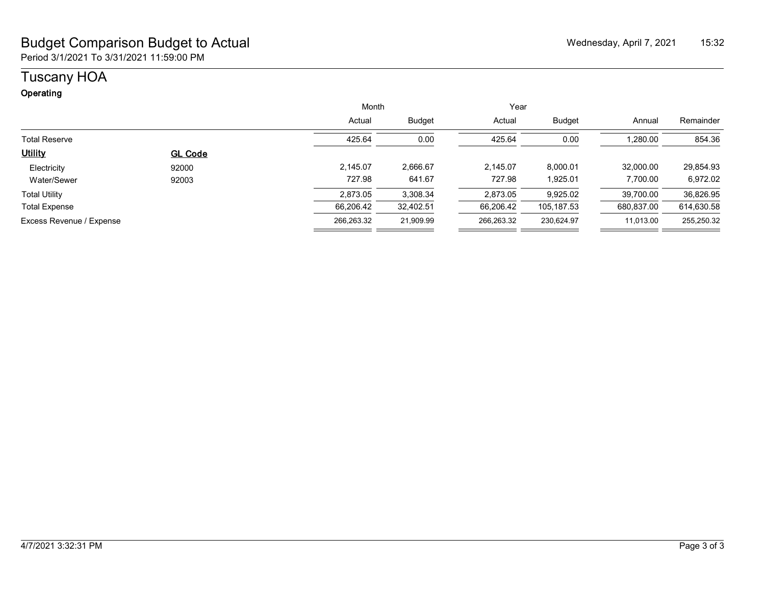# Budget Comparison Budget to Actual

Period 3/1/2021 To 3/31/2021 11:59:00 PM

Wednesday, April 7, 2021 15:32

## Tuscany HOA

### Operating

| | | Month | | Year | | | |
|---|---|---|---|---|---|---|---|
| | | Actual | Budget | Actual | Budget | Annual | Remainder |
| Total Reserve | | 425.64 | 0.00 | 425.64 | 0.00 | 1,280.00 | 854.36 |
| **Utility** | **GL Code** | | | | | | |
| Electricity | 92000 | 2,145.07 | 2,666.67 | 2,145.07 | 8,000.01 | 32,000.00 | 29,854.93 |
| Water/Sewer | 92003 | 727.98 | 641.67 | 727.98 | 1,925.01 | 7,700.00 | 6,972.02 |
| Total Utility | | 2,873.05 | 3,308.34 | 2,873.05 | 9,925.02 | 39,700.00 | 36,826.95 |
| Total Expense | | 66,206.42 | 32,402.51 | 66,206.42 | 105,187.53 | 680,837.00 | 614,630.58 |
| Excess Revenue / Expense | | 266,263.32 | 21,909.99 | 266,263.32 | 230,624.97 | 11,013.00 | 255,250.32 |

4/7/2021 3:32:31 PM